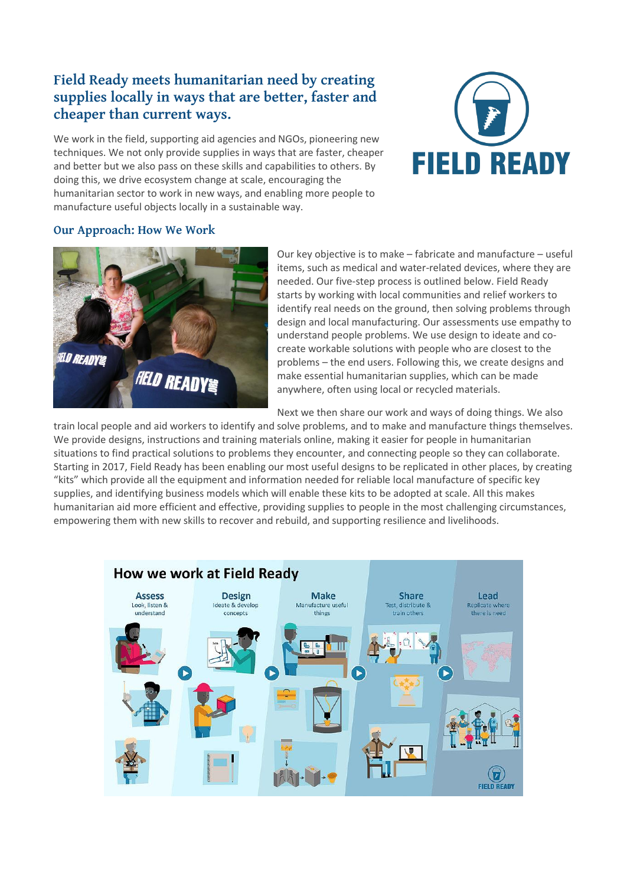## Field Ready meets humanitarian need by creating supplies locally in ways that are better, faster and cheaper than current ways.

We work in the field, supporting aid agencies and NGOs, pioneering new techniques. We not only provide supplies in ways that are faster, cheaper and better but we also pass on these skills and capabilities to others. By doing this, we drive ecosystem change at scale, encouraging the humanitarian sector to work in new ways, and enabling more people to manufacture useful objects locally in a sustainable way.

### Our Approach: How We Work

Our key objective is to make – fabricate and manufacture – useful items, such as medical and water-related devices, where they are needed. Our five-step process is outlined below. Field Ready starts by working with local communities and relief workers to identify real needs on the ground, then solving problems through design and local manufacturing. Our assessments use empathy to understand people problems. We use design to ideate and co-create workable solutions with people who are closest to the problems – the end users. Following this, we create designs and make essential humanitarian supplies, which can be made anywhere, often using local or recycled materials.

Next we then share our work and ways of doing things. We also train local people and aid workers to identify and solve problems, and to make and manufacture things themselves. We provide designs, instructions and training materials online, making it easier for people in humanitarian situations to find practical solutions to problems they encounter, and connecting people so they can collaborate. Starting in 2017, Field Ready has been enabling our most useful designs to be replicated in other places, by creating "kits" which provide all the equipment and information needed for reliable local manufacture of specific key supplies, and identifying business models which will enable these kits to be adopted at scale. All this makes humanitarian aid more efficient and effective, providing supplies to people in the most challenging circumstances, empowering them with new skills to recover and rebuild, and supporting resilience and livelihoods.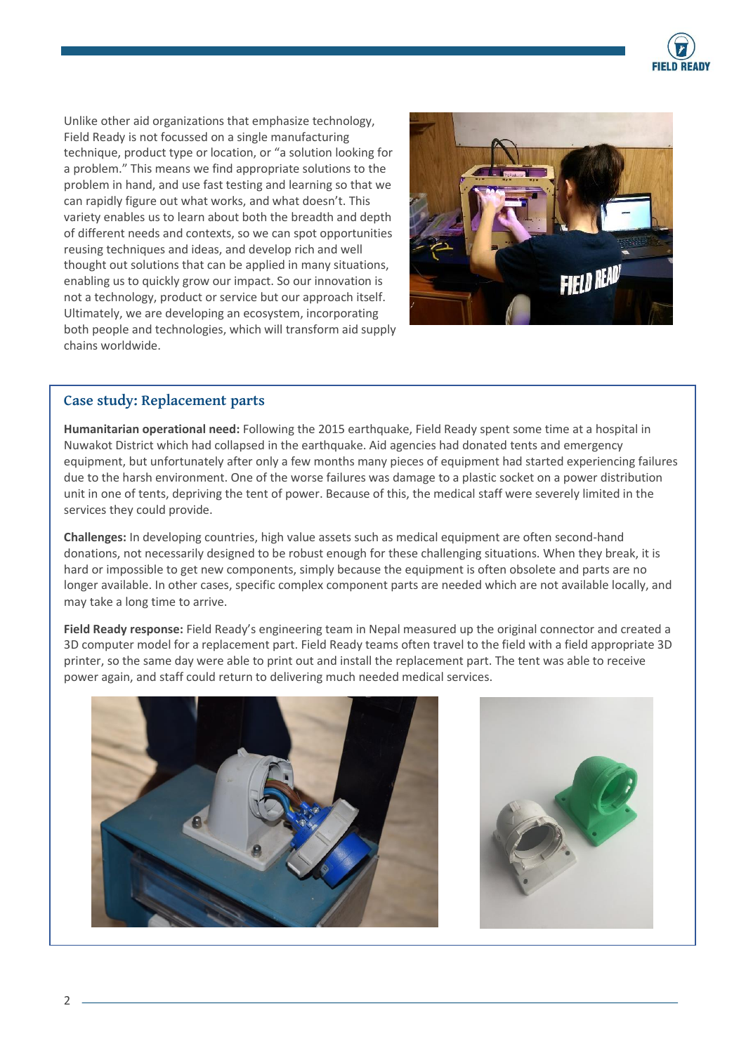Unlike other aid organizations that emphasize technology, Field Ready is not focussed on a single manufacturing technique, product type or location, or "a solution looking for a problem." This means we find appropriate solutions to the problem in hand, and use fast testing and learning so that we can rapidly figure out what works, and what doesn't. This variety enables us to learn about both the breadth and depth of different needs and contexts, so we can spot opportunities reusing techniques and ideas, and develop rich and well thought out solutions that can be applied in many situations, enabling us to quickly grow our impact. So our innovation is not a technology, product or service but our approach itself. Ultimately, we are developing an ecosystem, incorporating both people and technologies, which will transform aid supply chains worldwide.

### Case study: Replacement parts

**Humanitarian operational need:** Following the 2015 earthquake, Field Ready spent some time at a hospital in Nuwakot District which had collapsed in the earthquake. Aid agencies had donated tents and emergency equipment, but unfortunately after only a few months many pieces of equipment had started experiencing failures due to the harsh environment. One of the worse failures was damage to a plastic socket on a power distribution unit in one of tents, depriving the tent of power. Because of this, the medical staff were severely limited in the services they could provide.

**Challenges:** In developing countries, high value assets such as medical equipment are often second-hand donations, not necessarily designed to be robust enough for these challenging situations. When they break, it is hard or impossible to get new components, simply because the equipment is often obsolete and parts are no longer available. In other cases, specific complex component parts are needed which are not available locally, and may take a long time to arrive.

**Field Ready response:** Field Ready's engineering team in Nepal measured up the original connector and created a 3D computer model for a replacement part. Field Ready teams often travel to the field with a field appropriate 3D printer, so the same day were able to print out and install the replacement part. The tent was able to receive power again, and staff could return to delivering much needed medical services.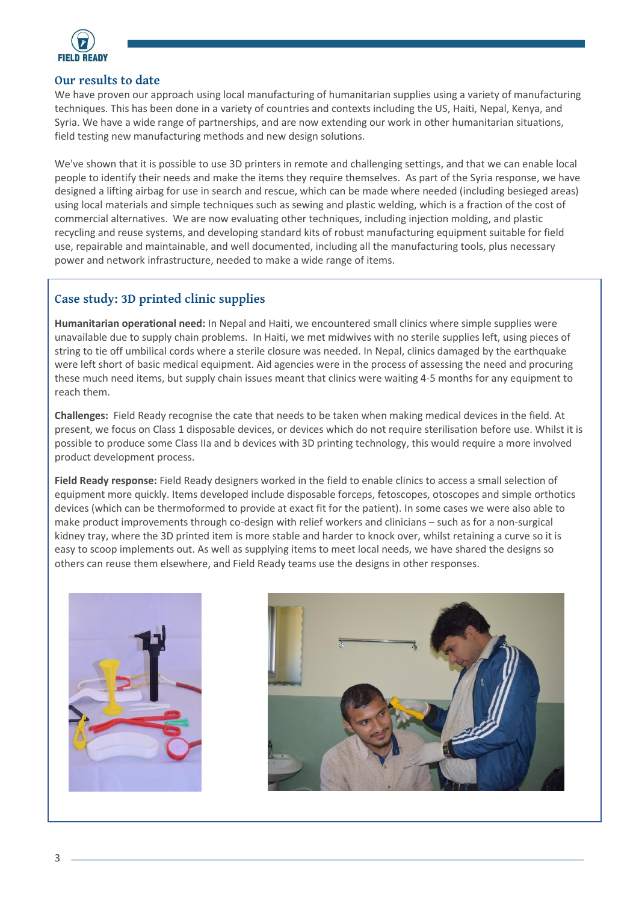## Our results to date

We have proven our approach using local manufacturing of humanitarian supplies using a variety of manufacturing techniques. This has been done in a variety of countries and contexts including the US, Haiti, Nepal, Kenya, and Syria. We have a wide range of partnerships, and are now extending our work in other humanitarian situations, field testing new manufacturing methods and new design solutions.

We've shown that it is possible to use 3D printers in remote and challenging settings, and that we can enable local people to identify their needs and make the items they require themselves. As part of the Syria response, we have designed a lifting airbag for use in search and rescue, which can be made where needed (including besieged areas) using local materials and simple techniques such as sewing and plastic welding, which is a fraction of the cost of commercial alternatives. We are now evaluating other techniques, including injection molding, and plastic recycling and reuse systems, and developing standard kits of robust manufacturing equipment suitable for field use, repairable and maintainable, and well documented, including all the manufacturing tools, plus necessary power and network infrastructure, needed to make a wide range of items.

### Case study: 3D printed clinic supplies

**Humanitarian operational need:** In Nepal and Haiti, we encountered small clinics where simple supplies were unavailable due to supply chain problems. In Haiti, we met midwives with no sterile supplies left, using pieces of string to tie off umbilical cords where a sterile closure was needed. In Nepal, clinics damaged by the earthquake were left short of basic medical equipment. Aid agencies were in the process of assessing the need and procuring these much need items, but supply chain issues meant that clinics were waiting 4-5 months for any equipment to reach them.

**Challenges:** Field Ready recognise the cate that needs to be taken when making medical devices in the field. At present, we focus on Class 1 disposable devices, or devices which do not require sterilisation before use. Whilst it is possible to produce some Class IIa and b devices with 3D printing technology, this would require a more involved product development process.

**Field Ready response:** Field Ready designers worked in the field to enable clinics to access a small selection of equipment more quickly. Items developed include disposable forceps, fetoscopes, otoscopes and simple orthotics devices (which can be thermoformed to provide at exact fit for the patient). In some cases we were also able to make product improvements through co-design with relief workers and clinicians – such as for a non-surgical kidney tray, where the 3D printed item is more stable and harder to knock over, whilst retaining a curve so it is easy to scoop implements out. As well as supplying items to meet local needs, we have shared the designs so others can reuse them elsewhere, and Field Ready teams use the designs in other responses.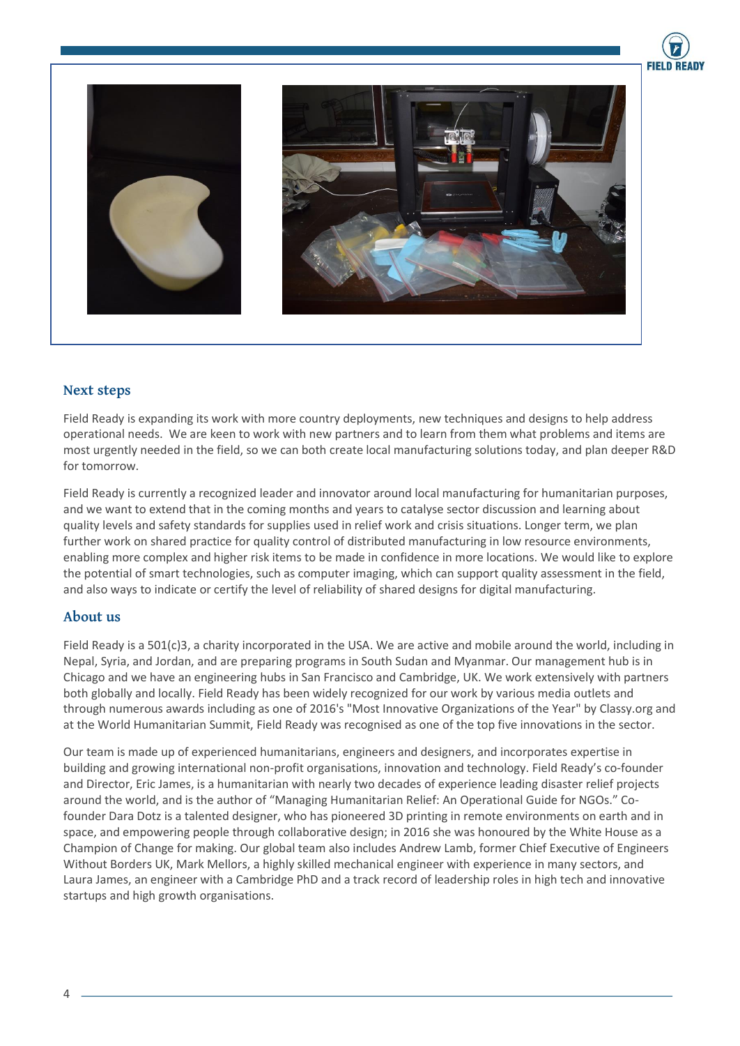## Next steps

Field Ready is expanding its work with more country deployments, new techniques and designs to help address operational needs. We are keen to work with new partners and to learn from them what problems and items are most urgently needed in the field, so we can both create local manufacturing solutions today, and plan deeper R&D for tomorrow.

Field Ready is currently a recognized leader and innovator around local manufacturing for humanitarian purposes, and we want to extend that in the coming months and years to catalyse sector discussion and learning about quality levels and safety standards for supplies used in relief work and crisis situations. Longer term, we plan further work on shared practice for quality control of distributed manufacturing in low resource environments, enabling more complex and higher risk items to be made in confidence in more locations. We would like to explore the potential of smart technologies, such as computer imaging, which can support quality assessment in the field, and also ways to indicate or certify the level of reliability of shared designs for digital manufacturing.

## About us

Field Ready is a 501(c)3, a charity incorporated in the USA. We are active and mobile around the world, including in Nepal, Syria, and Jordan, and are preparing programs in South Sudan and Myanmar. Our management hub is in Chicago and we have an engineering hubs in San Francisco and Cambridge, UK. We work extensively with partners both globally and locally. Field Ready has been widely recognized for our work by various media outlets and through numerous awards including as one of 2016's "Most Innovative Organizations of the Year" by Classy.org and at the World Humanitarian Summit, Field Ready was recognised as one of the top five innovations in the sector.

Our team is made up of experienced humanitarians, engineers and designers, and incorporates expertise in building and growing international non-profit organisations, innovation and technology. Field Ready's co-founder and Director, Eric James, is a humanitarian with nearly two decades of experience leading disaster relief projects around the world, and is the author of "Managing Humanitarian Relief: An Operational Guide for NGOs." Co-founder Dara Dotz is a talented designer, who has pioneered 3D printing in remote environments on earth and in space, and empowering people through collaborative design; in 2016 she was honoured by the White House as a Champion of Change for making. Our global team also includes Andrew Lamb, former Chief Executive of Engineers Without Borders UK, Mark Mellors, a highly skilled mechanical engineer with experience in many sectors, and Laura James, an engineer with a Cambridge PhD and a track record of leadership roles in high tech and innovative startups and high growth organisations.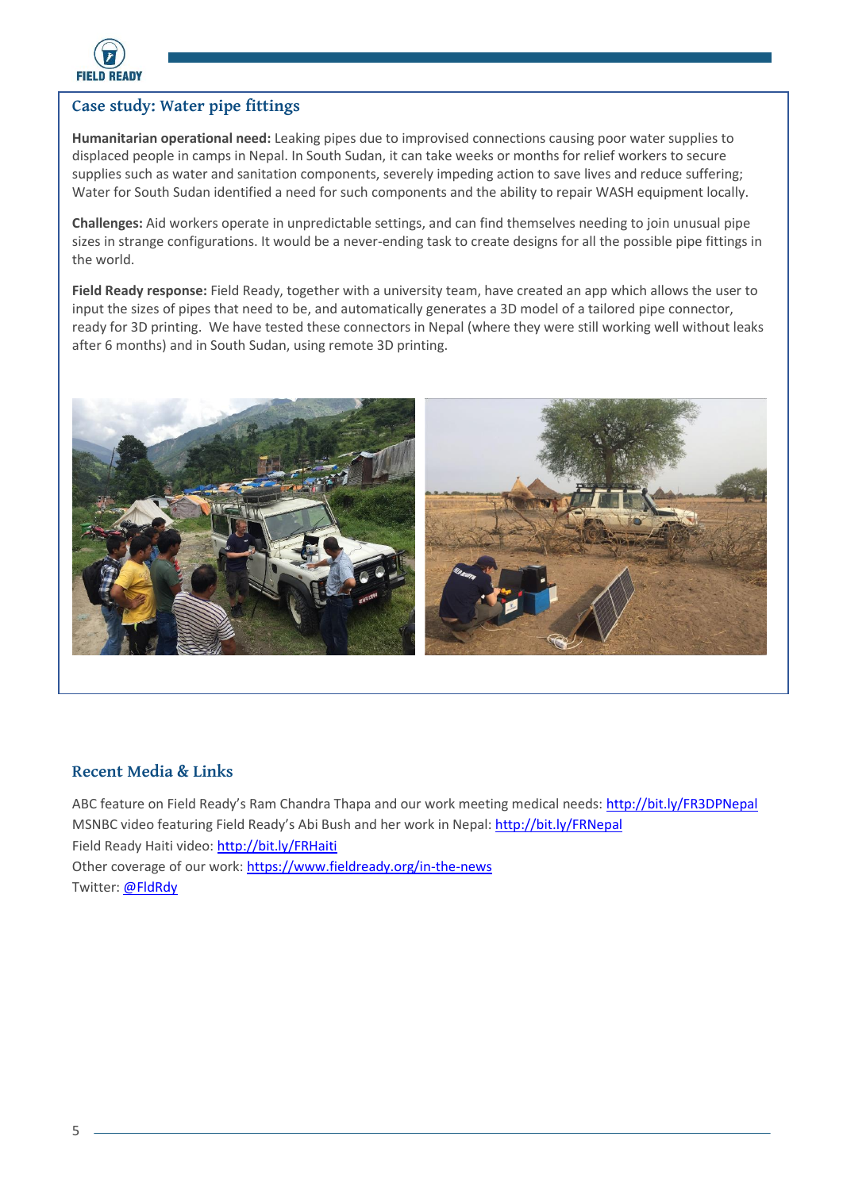## Case study: Water pipe fittings

**Humanitarian operational need:** Leaking pipes due to improvised connections causing poor water supplies to displaced people in camps in Nepal. In South Sudan, it can take weeks or months for relief workers to secure supplies such as water and sanitation components, severely impeding action to save lives and reduce suffering; Water for South Sudan identified a need for such components and the ability to repair WASH equipment locally.

**Challenges:** Aid workers operate in unpredictable settings, and can find themselves needing to join unusual pipe sizes in strange configurations. It would be a never-ending task to create designs for all the possible pipe fittings in the world.

**Field Ready response:** Field Ready, together with a university team, have created an app which allows the user to input the sizes of pipes that need to be, and automatically generates a 3D model of a tailored pipe connector, ready for 3D printing. We have tested these connectors in Nepal (where they were still working well without leaks after 6 months) and in South Sudan, using remote 3D printing.

## Recent Media & Links

ABC feature on Field Ready's Ram Chandra Thapa and our work meeting medical needs: http://bit.ly/FR3DPNepal
MSNBC video featuring Field Ready's Abi Bush and her work in Nepal: http://bit.ly/FRNepal
Field Ready Haiti video: http://bit.ly/FRHaiti
Other coverage of our work: https://www.fieldready.org/in-the-news
Twitter: @FldRdy